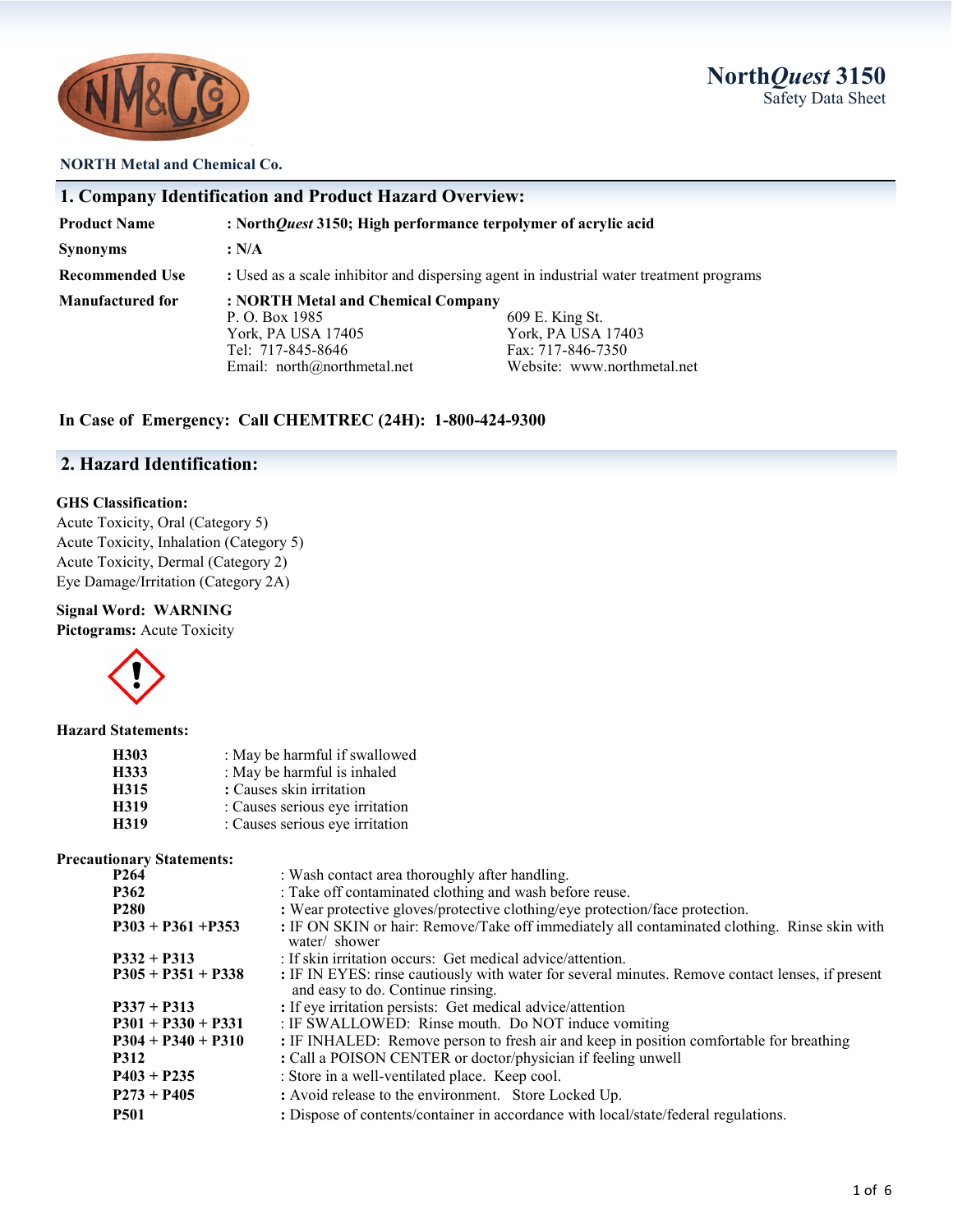**NORTH Metal and Chemical Co.**

# North*Quest* 3150
Safety Data Sheet

## 1. Company Identification and Product Hazard Overview:

**Product Name** : **North*Quest* 3150; High performance terpolymer of acrylic acid**

**Synonyms** : **N/A**

**Recommended Use** : Used as a scale inhibitor and dispersing agent in industrial water treatment programs

**Manufactured for** : **NORTH Metal and Chemical Company**

| | |
|---|---|
| P. O. Box 1985 | 609 E. King St. |
| York, PA USA 17405 | York, PA USA 17403 |
| Tel: 717-845-8646 | Fax: 717-846-7350 |
| Email: north@northmetal.net | Website: www.northmetal.net |

**In Case of Emergency: Call CHEMTREC (24H): 1-800-424-9300**

## 2. Hazard Identification:

**GHS Classification:**

Acute Toxicity, Oral (Category 5)
Acute Toxicity, Inhalation (Category 5)
Acute Toxicity, Dermal (Category 2)
Eye Damage/Irritation (Category 2A)

**Signal Word: WARNING**

**Pictograms:** Acute Toxicity

**Hazard Statements:**

| | |
|---|---|
| **H303** | : May be harmful if swallowed |
| **H333** | : May be harmful is inhaled |
| **H315** | : Causes skin irritation |
| **H319** | : Causes serious eye irritation |
| **H319** | : Causes serious eye irritation |

**Precautionary Statements:**

| | |
|---|---|
| **P264** | : Wash contact area thoroughly after handling. |
| **P362** | : Take off contaminated clothing and wash before reuse. |
| **P280** | : Wear protective gloves/protective clothing/eye protection/face protection. |
| **P303 + P361 +P353** | : IF ON SKIN or hair: Remove/Take off immediately all contaminated clothing. Rinse skin with water/ shower |
| **P332 + P313** | : If skin irritation occurs: Get medical advice/attention. |
| **P305 + P351 + P338** | : IF IN EYES: rinse cautiously with water for several minutes. Remove contact lenses, if present and easy to do. Continue rinsing. |
| **P337 + P313** | : If eye irritation persists: Get medical advice/attention |
| **P301 + P330 + P331** | : IF SWALLOWED: Rinse mouth. Do NOT induce vomiting |
| **P304 + P340 + P310** | : IF INHALED: Remove person to fresh air and keep in position comfortable for breathing |
| **P312** | : Call a POISON CENTER or doctor/physician if feeling unwell |
| **P403 + P235** | : Store in a well-ventilated place. Keep cool. |
| **P273 + P405** | : Avoid release to the environment. Store Locked Up. |
| **P501** | : Dispose of contents/container in accordance with local/state/federal regulations. |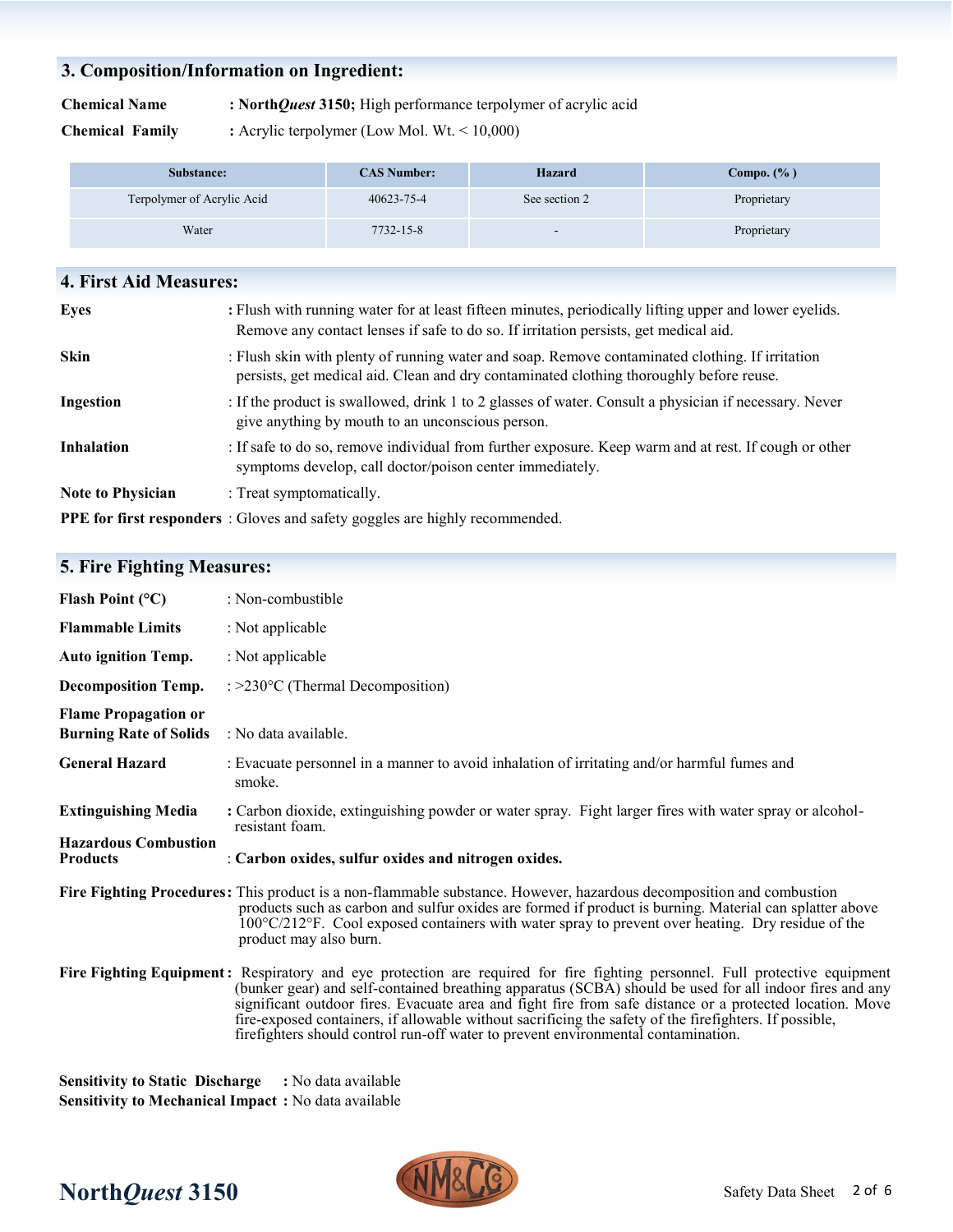## 3. Composition/Information on Ingredient:

**Chemical Name** : **North*Quest* 3150;** High performance terpolymer of acrylic acid

**Chemical Family** : Acrylic terpolymer (Low Mol. Wt. < 10,000)

| Substance: | CAS Number: | Hazard | Compo. (%) |
|---|---|---|---|
| Terpolymer of Acrylic Acid | 40623-75-4 | See section 2 | Proprietary |
| Water | 7732-15-8 | - | Proprietary |

## 4. First Aid Measures:

**Eyes** : Flush with running water for at least fifteen minutes, periodically lifting upper and lower eyelids. Remove any contact lenses if safe to do so. If irritation persists, get medical aid.

**Skin** : Flush skin with plenty of running water and soap. Remove contaminated clothing. If irritation persists, get medical aid. Clean and dry contaminated clothing thoroughly before reuse.

**Ingestion** : If the product is swallowed, drink 1 to 2 glasses of water. Consult a physician if necessary. Never give anything by mouth to an unconscious person.

**Inhalation** : If safe to do so, remove individual from further exposure. Keep warm and at rest. If cough or other symptoms develop, call doctor/poison center immediately.

**Note to Physician** : Treat symptomatically.

**PPE for first responders** : Gloves and safety goggles are highly recommended.

## 5. Fire Fighting Measures:

**Flash Point (°C)** : Non-combustible

**Flammable Limits** : Not applicable

**Auto ignition Temp.** : Not applicable

**Decomposition Temp.** : >230°C (Thermal Decomposition)

**Flame Propagation or Burning Rate of Solids** : No data available.

**General Hazard** : Evacuate personnel in a manner to avoid inhalation of irritating and/or harmful fumes and smoke.

**Extinguishing Media** : Carbon dioxide, extinguishing powder or water spray. Fight larger fires with water spray or alcohol-resistant foam.

**Hazardous Combustion Products** : **Carbon oxides, sulfur oxides and nitrogen oxides.**

**Fire Fighting Procedures**: This product is a non-flammable substance. However, hazardous decomposition and combustion products such as carbon and sulfur oxides are formed if product is burning. Material can splatter above 100°C/212°F. Cool exposed containers with water spray to prevent over heating. Dry residue of the product may also burn.

**Fire Fighting Equipment**: Respiratory and eye protection are required for fire fighting personnel. Full protective equipment (bunker gear) and self-contained breathing apparatus (SCBA) should be used for all indoor fires and any significant outdoor fires. Evacuate area and fight fire from safe distance or a protected location. Move fire-exposed containers, if allowable without sacrificing the safety of the firefighters. If possible, firefighters should control run-off water to prevent environmental contamination.

**Sensitivity to Static Discharge** : No data available

**Sensitivity to Mechanical Impact** : No data available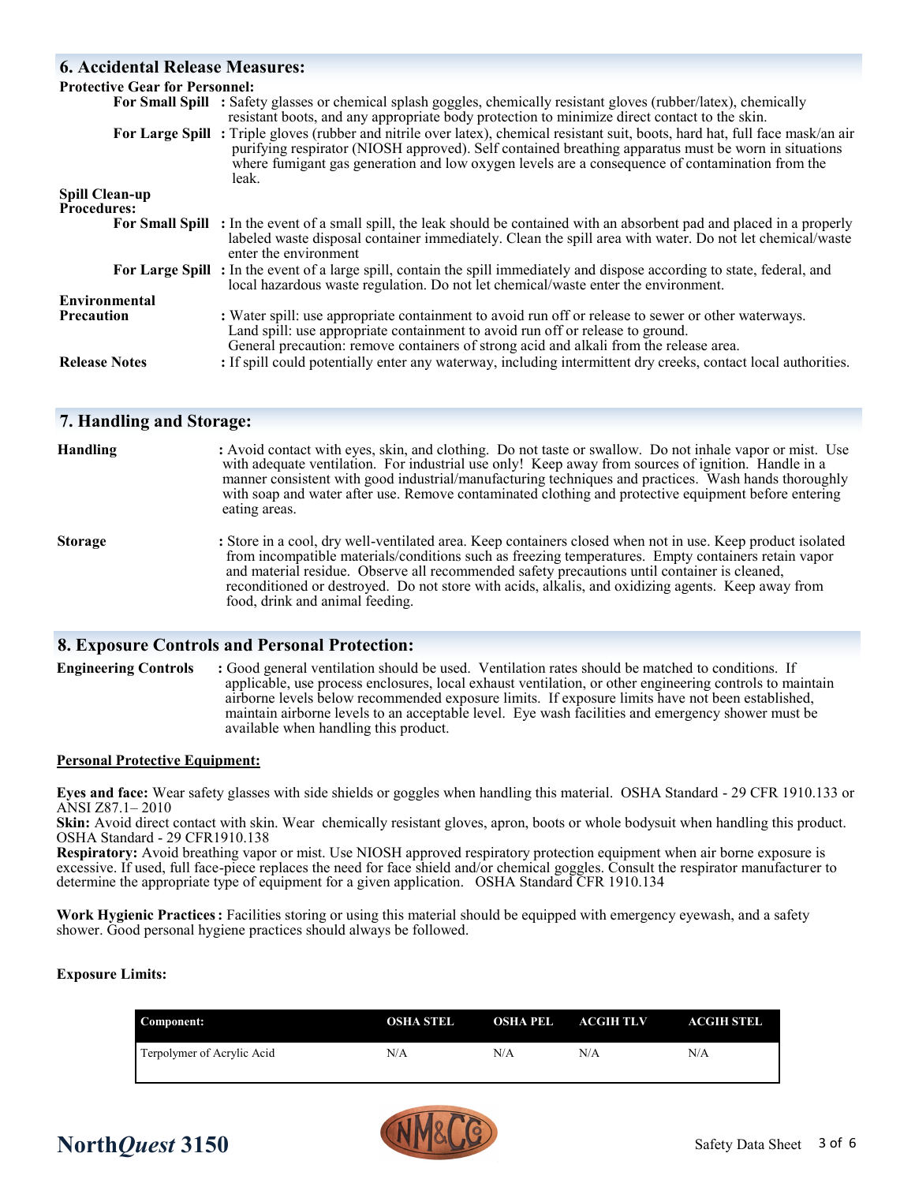## 6. Accidental Release Measures:

**Protective Gear for Personnel:**

**For Small Spill** : Safety glasses or chemical splash goggles, chemically resistant gloves (rubber/latex), chemically resistant boots, and any appropriate body protection to minimize direct contact to the skin.

**For Large Spill** : Triple gloves (rubber and nitrile over latex), chemical resistant suit, boots, hard hat, full face mask/an air purifying respirator (NIOSH approved). Self contained breathing apparatus must be worn in situations where fumigant gas generation and low oxygen levels are a consequence of contamination from the leak.

**Spill Clean-up Procedures:**

**For Small Spill** : In the event of a small spill, the leak should be contained with an absorbent pad and placed in a properly labeled waste disposal container immediately. Clean the spill area with water. Do not let chemical/waste enter the environment

**For Large Spill** : In the event of a large spill, contain the spill immediately and dispose according to state, federal, and local hazardous waste regulation. Do not let chemical/waste enter the environment.

**Environmental Precaution** : Water spill: use appropriate containment to avoid run off or release to sewer or other waterways.
Land spill: use appropriate containment to avoid run off or release to ground.
General precaution: remove containers of strong acid and alkali from the release area.

**Release Notes** : If spill could potentially enter any waterway, including intermittent dry creeks, contact local authorities.

## 7. Handling and Storage:

**Handling** : Avoid contact with eyes, skin, and clothing. Do not taste or swallow. Do not inhale vapor or mist. Use with adequate ventilation. For industrial use only! Keep away from sources of ignition. Handle in a manner consistent with good industrial/manufacturing techniques and practices. Wash hands thoroughly with soap and water after use. Remove contaminated clothing and protective equipment before entering eating areas.

**Storage** : Store in a cool, dry well-ventilated area. Keep containers closed when not in use. Keep product isolated from incompatible materials/conditions such as freezing temperatures. Empty containers retain vapor and material residue. Observe all recommended safety precautions until container is cleaned, reconditioned or destroyed. Do not store with acids, alkalis, and oxidizing agents. Keep away from food, drink and animal feeding.

## 8. Exposure Controls and Personal Protection:

**Engineering Controls** : Good general ventilation should be used. Ventilation rates should be matched to conditions. If applicable, use process enclosures, local exhaust ventilation, or other engineering controls to maintain airborne levels below recommended exposure limits. If exposure limits have not been established, maintain airborne levels to an acceptable level. Eye wash facilities and emergency shower must be available when handling this product.

**Personal Protective Equipment:**

**Eyes and face:** Wear safety glasses with side shields or goggles when handling this material. OSHA Standard - 29 CFR 1910.133 or ANSI Z87.1– 2010

**Skin:** Avoid direct contact with skin. Wear chemically resistant gloves, apron, boots or whole bodysuit when handling this product. OSHA Standard - 29 CFR1910.138

**Respiratory:** Avoid breathing vapor or mist. Use NIOSH approved respiratory protection equipment when air borne exposure is excessive. If used, full face-piece replaces the need for face shield and/or chemical goggles. Consult the respirator manufacturer to determine the appropriate type of equipment for a given application. OSHA Standard CFR 1910.134

**Work Hygienic Practices :** Facilities storing or using this material should be equipped with emergency eyewash, and a safety shower. Good personal hygiene practices should always be followed.

**Exposure Limits:**

| Component: | OSHA STEL | OSHA PEL | ACGIH TLV | ACGIH STEL |
|---|---|---|---|---|
| Terpolymer of Acrylic Acid | N/A | N/A | N/A | N/A |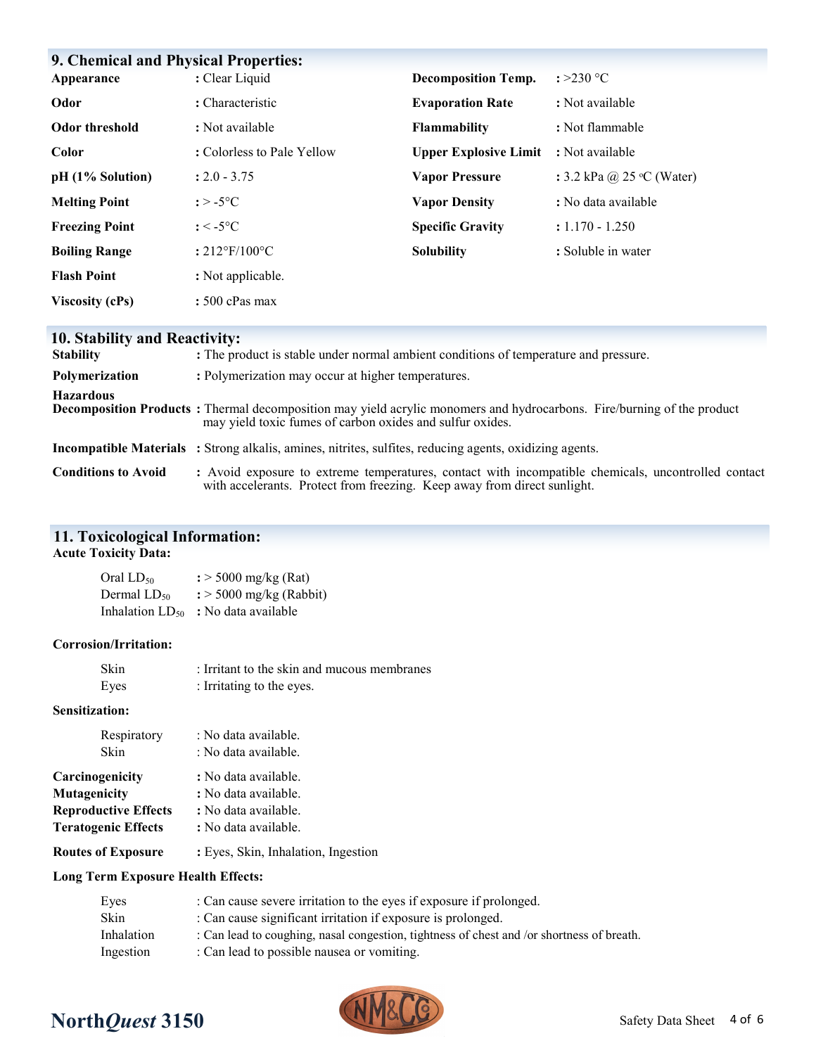## 9. Chemical and Physical Properties:

| | | | |
|---|---|---|---|
| **Appearance** | **:** Clear Liquid | **Decomposition Temp.** | **:** >230 °C |
| **Odor** | **:** Characteristic | **Evaporation Rate** | **:** Not available |
| **Odor threshold** | **:** Not available | **Flammability** | **:** Not flammable |
| **Color** | **:** Colorless to Pale Yellow | **Upper Explosive Limit** | **:** Not available |
| **pH (1% Solution)** | **:** 2.0 - 3.75 | **Vapor Pressure** | **:** 3.2 kPa @ 25 °C (Water) |
| **Melting Point** | **:** > -5°C | **Vapor Density** | **:** No data available |
| **Freezing Point** | **:** < -5°C | **Specific Gravity** | **:** 1.170 - 1.250 |
| **Boiling Range** | **:** 212°F/100°C | **Solubility** | **:** Soluble in water |
| **Flash Point** | **:** Not applicable. | | |
| **Viscosity (cPs)** | **:** 500 cPas max | | |

## 10. Stability and Reactivity:

**Stability** : The product is stable under normal ambient conditions of temperature and pressure.

**Polymerization** : Polymerization may occur at higher temperatures.

**Hazardous Decomposition Products** : Thermal decomposition may yield acrylic monomers and hydrocarbons. Fire/burning of the product may yield toxic fumes of carbon oxides and sulfur oxides.

**Incompatible Materials** : Strong alkalis, amines, nitrites, sulfites, reducing agents, oxidizing agents.

**Conditions to Avoid** : Avoid exposure to extreme temperatures, contact with incompatible chemicals, uncontrolled contact with accelerants. Protect from freezing. Keep away from direct sunlight.

## 11. Toxicological Information:

**Acute Toxicity Data:**

Oral $LD_{50}$ : > 5000 mg/kg (Rat)
Dermal $LD_{50}$ : > 5000 mg/kg (Rabbit)
Inhalation $LD_{50}$ : No data available

**Corrosion/Irritation:**

Skin : Irritant to the skin and mucous membranes
Eyes : Irritating to the eyes.

**Sensitization:**

Respiratory : No data available.
Skin : No data available.

**Carcinogenicity** : No data available.
**Mutagenicity** : No data available.
**Reproductive Effects** : No data available.
**Teratogenic Effects** : No data available.

**Routes of Exposure** : Eyes, Skin, Inhalation, Ingestion

**Long Term Exposure Health Effects:**

Eyes : Can cause severe irritation to the eyes if exposure if prolonged.
Skin : Can cause significant irritation if exposure is prolonged.
Inhalation : Can lead to coughing, nasal congestion, tightness of chest and /or shortness of breath.
Ingestion : Can lead to possible nausea or vomiting.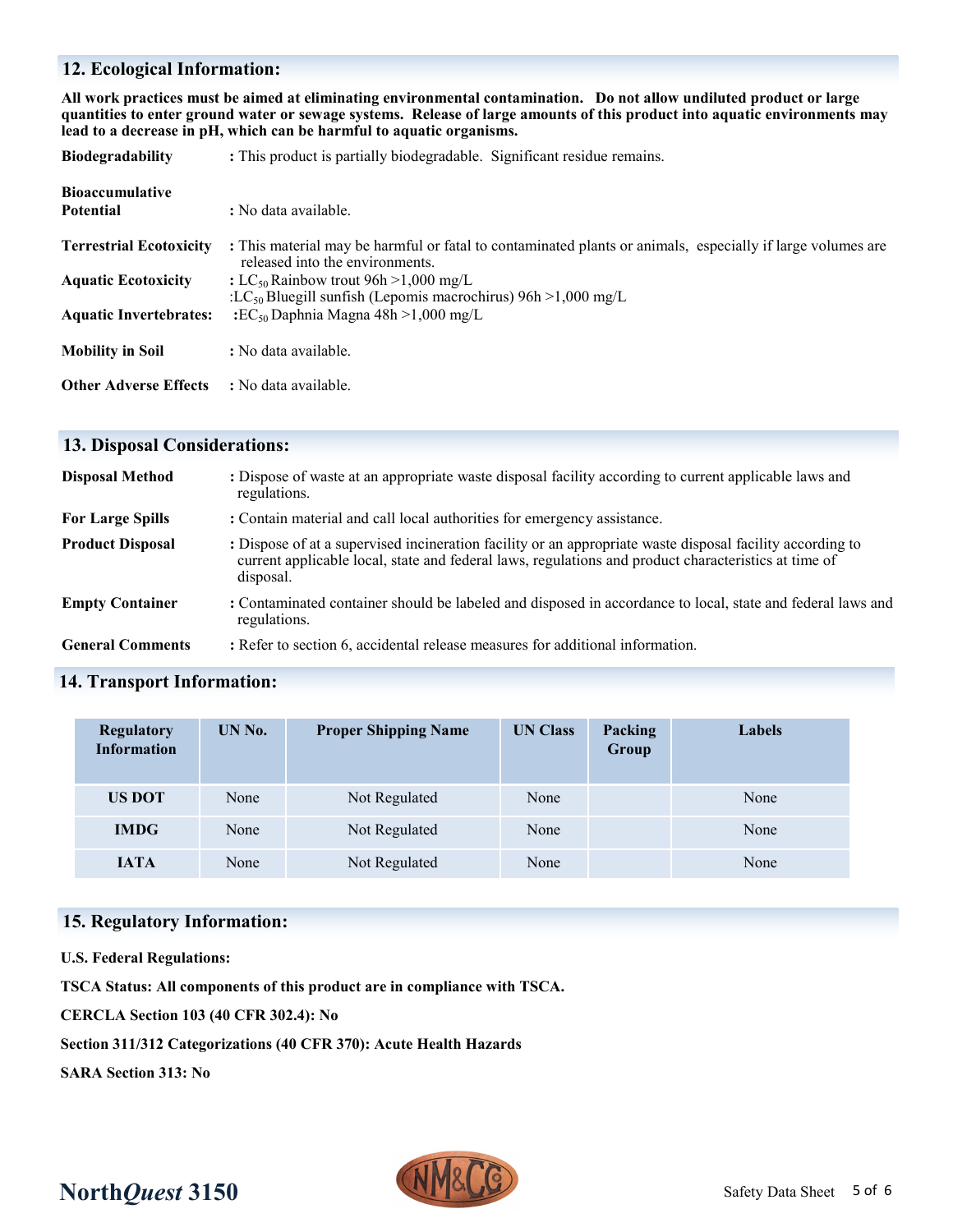## 12. Ecological Information:

**All work practices must be aimed at eliminating environmental contamination. Do not allow undiluted product or large quantities to enter ground water or sewage systems. Release of large amounts of this product into aquatic environments may lead to a decrease in pH, which can be harmful to aquatic organisms.**

**Biodegradability** : This product is partially biodegradable. Significant residue remains.

**Bioaccumulative Potential** : No data available.

**Terrestrial Ecotoxicity** : This material may be harmful or fatal to contaminated plants or animals, especially if large volumes are released into the environments.

**Aquatic Ecotoxicity** : $LC_{50}$ Rainbow trout 96h >1,000 mg/L
:$LC_{50}$ Bluegill sunfish (Lepomis macrochirus) 96h >1,000 mg/L

**Aquatic Invertebrates:** :$EC_{50}$ Daphnia Magna 48h >1,000 mg/L

**Mobility in Soil** : No data available.

**Other Adverse Effects** : No data available.

## 13. Disposal Considerations:

**Disposal Method** : Dispose of waste at an appropriate waste disposal facility according to current applicable laws and regulations.

**For Large Spills** : Contain material and call local authorities for emergency assistance.

**Product Disposal** : Dispose of at a supervised incineration facility or an appropriate waste disposal facility according to current applicable local, state and federal laws, regulations and product characteristics at time of disposal.

**Empty Container** : Contaminated container should be labeled and disposed in accordance to local, state and federal laws and regulations.

**General Comments** : Refer to section 6, accidental release measures for additional information.

## 14. Transport Information:

| Regulatory Information | UN No. | Proper Shipping Name | UN Class | Packing Group | Labels |
|---|---|---|---|---|---|
| US DOT | None | Not Regulated | None | | None |
| IMDG | None | Not Regulated | None | | None |
| IATA | None | Not Regulated | None | | None |

## 15. Regulatory Information:

**U.S. Federal Regulations:**

**TSCA Status: All components of this product are in compliance with TSCA.**

**CERCLA Section 103 (40 CFR 302.4): No**

**Section 311/312 Categorizations (40 CFR 370): Acute Health Hazards**

**SARA Section 313: No**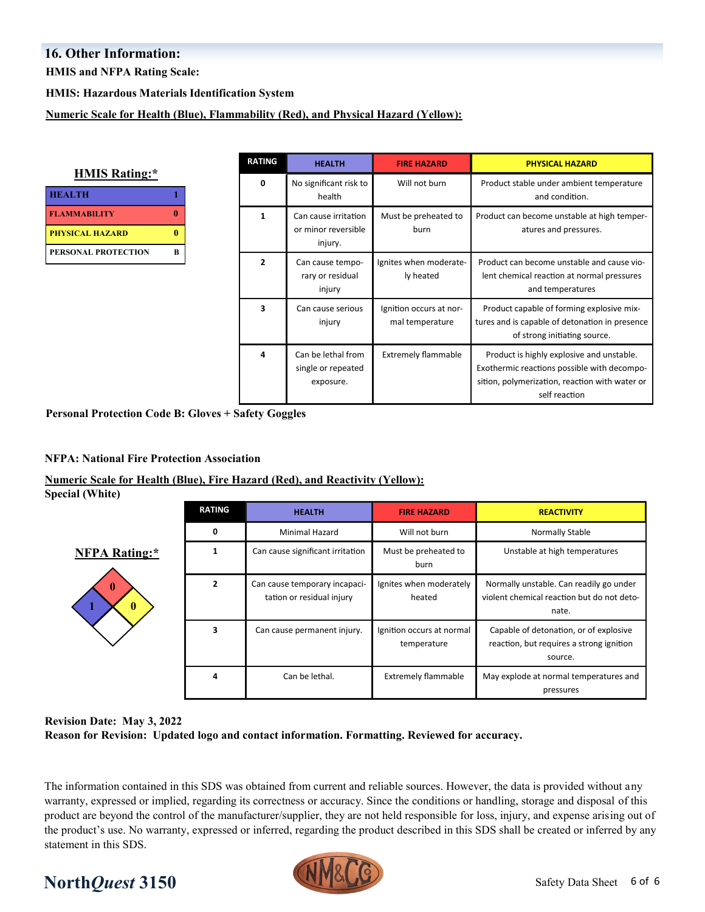## 16. Other Information:

**HMIS and NFPA Rating Scale:**

**HMIS: Hazardous Materials Identification System**

**Numeric Scale for Health (Blue), Flammability (Red), and Physical Hazard (Yellow):**

**HMIS Rating:***

| | |
|---|---|
| HEALTH | 1 |
| FLAMMABILITY | 0 |
| PHYSICAL HAZARD | 0 |
| PERSONAL PROTECTION | B |

| RATING | HEALTH | FIRE HAZARD | PHYSICAL HAZARD |
|---|---|---|---|
| 0 | No significant risk to health | Will not burn | Product stable under ambient temperature and condition. |
| 1 | Can cause irritation or minor reversible injury. | Must be preheated to burn | Product can become unstable at high temperatures and pressures. |
| 2 | Can cause temporary or residual injury | Ignites when moderately heated | Product can become unstable and cause violent chemical reaction at normal pressures and temperatures |
| 3 | Can cause serious injury | Ignition occurs at normal temperature | Product capable of forming explosive mixtures and is capable of detonation in presence of strong initiating source. |
| 4 | Can be lethal from single or repeated exposure. | Extremely flammable | Product is highly explosive and unstable. Exothermic reactions possible with decomposition, polymerization, reaction with water or self reaction |

**Personal Protection Code B: Gloves + Safety Goggles**

**NFPA: National Fire Protection Association**

**Numeric Scale for Health (Blue), Fire Hazard (Red), and Reactivity (Yellow): Special (White)**

**NFPA Rating:***

Health: 1, Fire Hazard: 0, Reactivity: 0, Special: (blank)

| RATING | HEALTH | FIRE HAZARD | REACTIVITY |
|---|---|---|---|
| 0 | Minimal Hazard | Will not burn | Normally Stable |
| 1 | Can cause significant irritation | Must be preheated to burn | Unstable at high temperatures |
| 2 | Can cause temporary incapacitation or residual injury | Ignites when moderately heated | Normally unstable. Can readily go under violent chemical reaction but do not detonate. |
| 3 | Can cause permanent injury. | Ignition occurs at normal temperature | Capable of detonation, or of explosive reaction, but requires a strong ignition source. |
| 4 | Can be lethal. | Extremely flammable | May explode at normal temperatures and pressures |

**Revision Date: May 3, 2022**
**Reason for Revision: Updated logo and contact information. Formatting. Reviewed for accuracy.**

The information contained in this SDS was obtained from current and reliable sources. However, the data is provided without any warranty, expressed or implied, regarding its correctness or accuracy. Since the conditions or handling, storage and disposal of this product are beyond the control of the manufacturer/supplier, they are not held responsible for loss, injury, and expense arising out of the product's use. No warranty, expressed or inferred, regarding the product described in this SDS shall be created or inferred by any statement in this SDS.